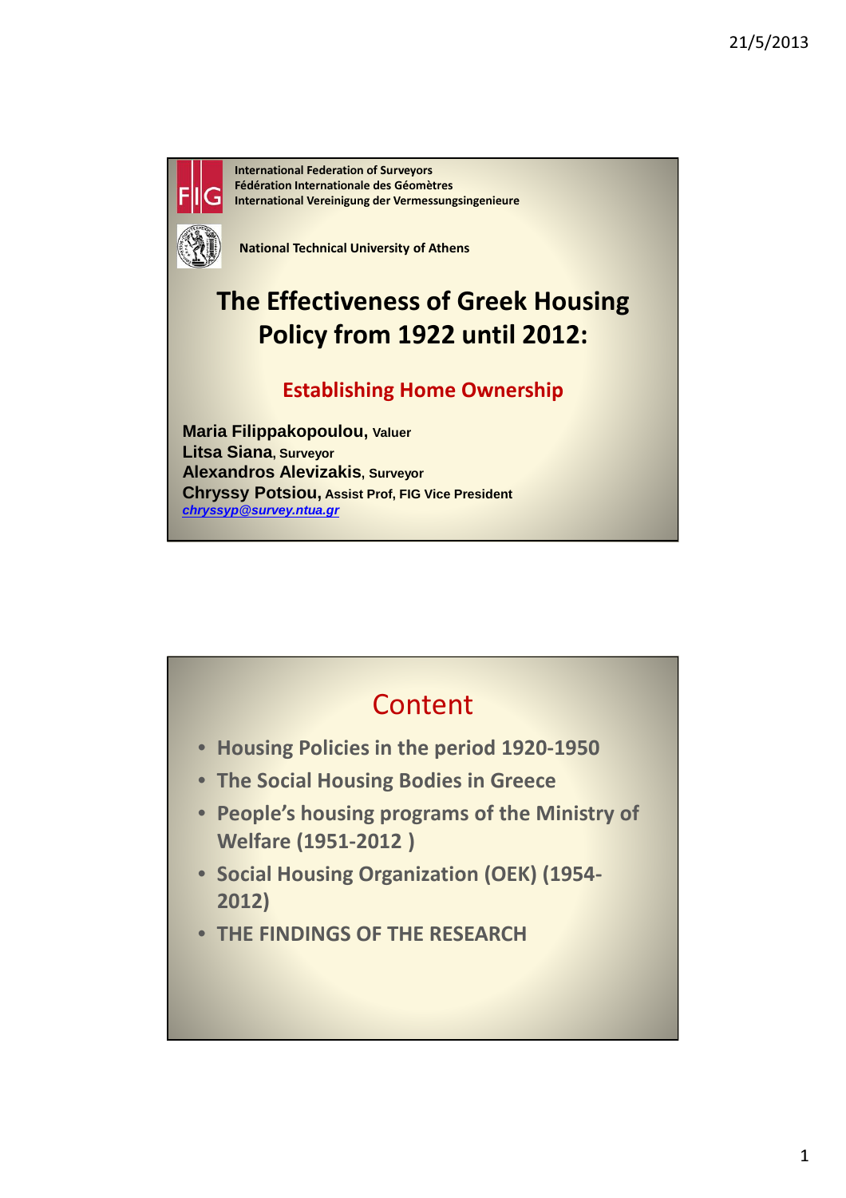International Federation of Surveyors
Fédération Internationale des Géomètres
International Vereinigung der Vermessungsingenieure

National Technical University of Athens

# The Effectiveness of Greek Housing Policy from 1922 until 2012:

## Establishing Home Ownership

**Maria Filippakopoulou**, Valuer
**Litsa Siana**, Surveyor
**Alexandros Alevizakis**, Surveyor
**Chryssy Potsiou**, Assist Prof, FIG Vice President
*chryssyp@survey.ntua.gr*

## Content

- Housing Policies in the period 1920-1950
- The Social Housing Bodies in Greece
- People's housing programs of the Ministry of Welfare (1951-2012 )
- Social Housing Organization (OEK) (1954-2012)
- THE FINDINGS OF THE RESEARCH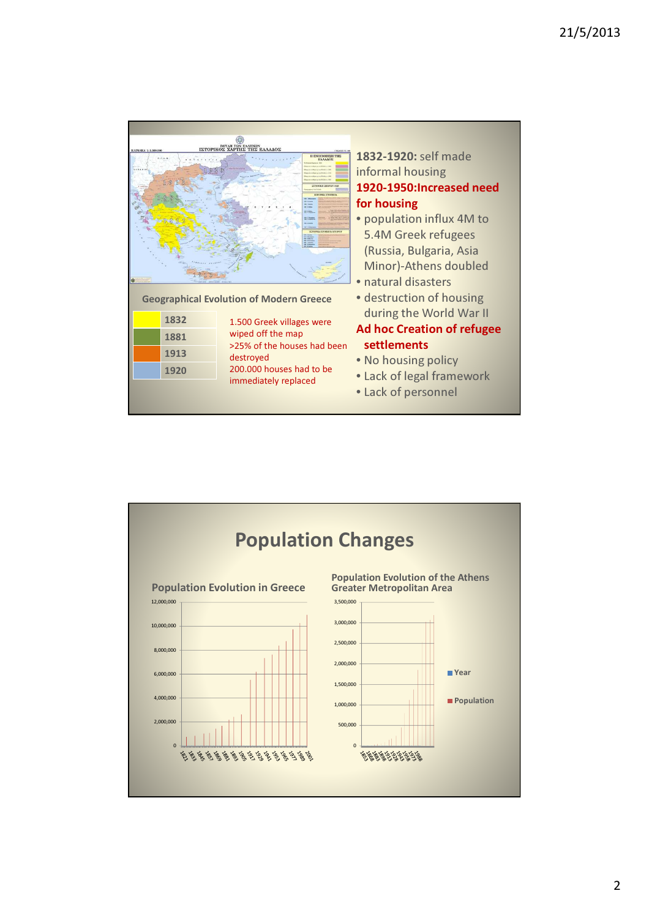## Geographical Evolution of Modern Greece

| | |
|---|---|
| (yellow) | 1832 |
| (green) | 1881 |
| (orange) | 1913 |
| (blue) | 1920 |

1.500 Greek villages were wiped off the map
>25% of the houses had been destroyed
200.000 houses had to be immediately replaced

**1832-1920:** self made informal housing

**1920-1950:Increased need for housing**

- population influx 4M to 5.4M Greek refugees (Russia, Bulgaria, Asia Minor)-Athens doubled
- natural disasters
- destruction of housing during the World War II

**Ad hoc Creation of refugee settlements**

- No housing policy
- Lack of legal framework
- Lack of personnel

# Population Changes

### Population Evolution in Greece

Y-axis: 0, 2,000,000, 4,000,000, 6,000,000, 8,000,000, 10,000,000, 12,000,000

X-axis: 1821, 1833, 1845, 1857, 1869, 1881, 1893, 1905, 1917, 1929, 1941, 1953, 1965, 1977, 1989, 2001

### Population Evolution of the Athens Greater Metropolitan Area

Y-axis: 0, 500,000, 1,000,000, 1,500,000, 2,000,000, 2,500,000, 3,000,000, 3,500,000

X-axis: 1853, 1868, 1883, 1898, 1913, 1928, 1943, 1958, 1973, 1988

Legend: Year, Population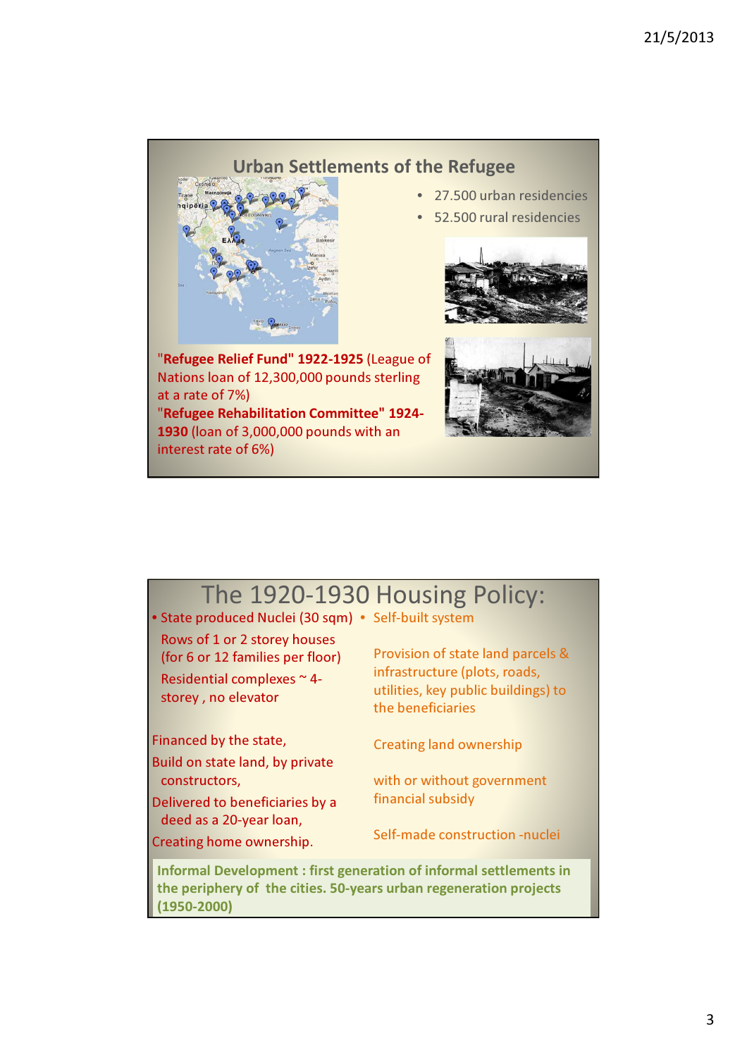## Urban Settlements of the Refugee

- 27.500 urban residencies
- 52.500 rural residencies

"**Refugee Relief Fund" 1922-1925** (League of Nations loan of 12,300,000 pounds sterling at a rate of 7%)

"**Refugee Rehabilitation Committee" 1924-1930** (loan of 3,000,000 pounds with an interest rate of 6%)

## The 1920-1930 Housing Policy:

- State produced Nuclei (30 sqm)
  - Rows of 1 or 2 storey houses (for 6 or 12 families per floor)
  - Residential complexes ~ 4-storey , no elevator

  Financed by the state,

  Build on state land, by private constructors,

  Delivered to beneficiaries by a deed as a 20-year loan,

  Creating home ownership.

- Self-built system

  Provision of state land parcels & infrastructure (plots, roads, utilities, key public buildings) to the beneficiaries

  Creating land ownership

  with or without government financial subsidy

  Self-made construction -nuclei

**Informal Development : first generation of informal settlements in the periphery of the cities. 50-years urban regeneration projects (1950-2000)**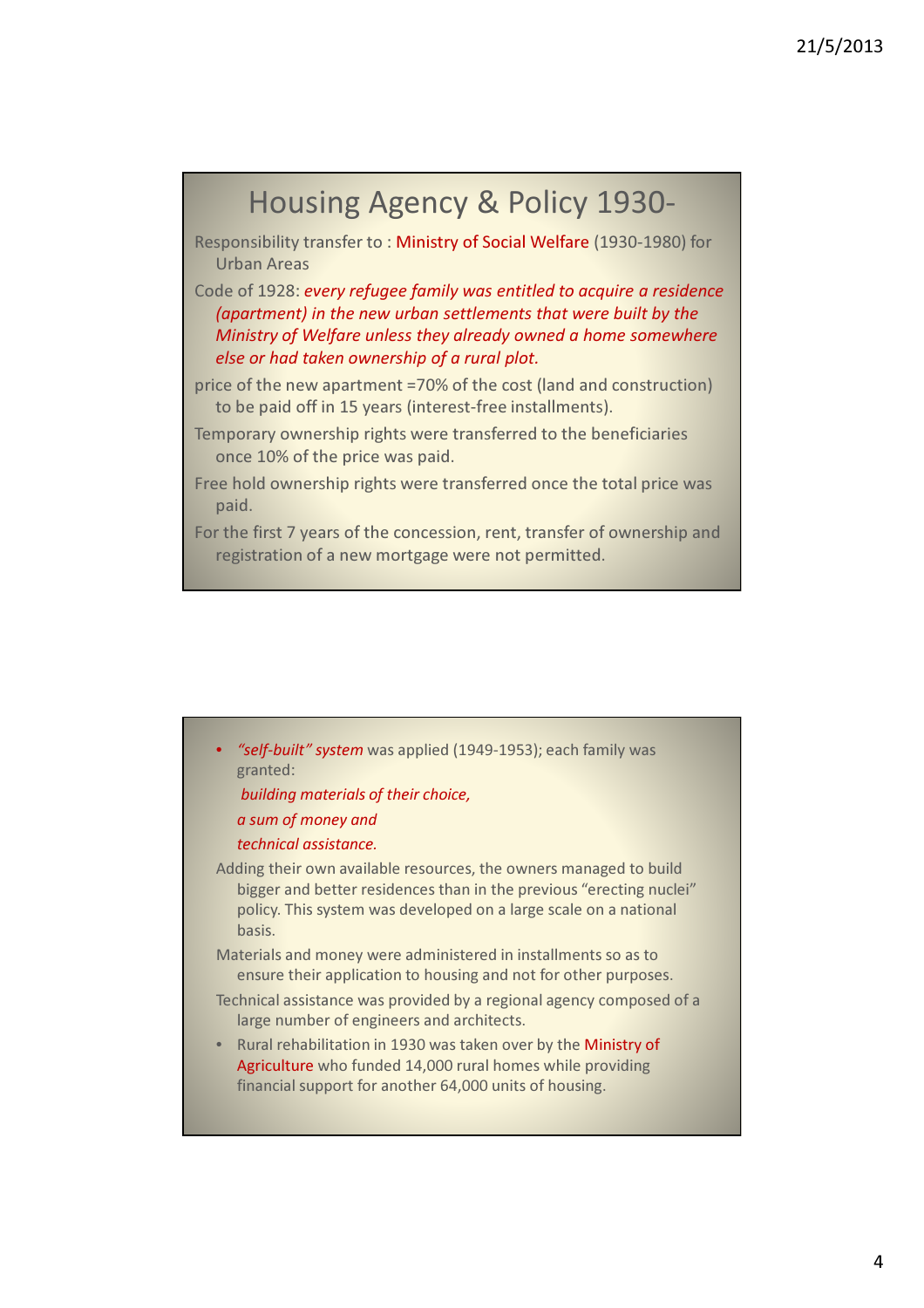# Housing Agency & Policy 1930-

Responsibility transfer to : Ministry of Social Welfare (1930-1980) for Urban Areas

Code of 1928: *every refugee family was entitled to acquire a residence (apartment) in the new urban settlements that were built by the Ministry of Welfare unless they already owned a home somewhere else or had taken ownership of a rural plot.*

price of the new apartment =70% of the cost (land and construction) to be paid off in 15 years (interest-free installments).

Temporary ownership rights were transferred to the beneficiaries once 10% of the price was paid.

Free hold ownership rights were transferred once the total price was paid.

For the first 7 years of the concession, rent, transfer of ownership and registration of a new mortgage were not permitted.

- *"self-built" system* was applied (1949-1953); each family was granted:

  *building materials of their choice,*

  *a sum of money and*

  *technical assistance.*

Adding their own available resources, the owners managed to build bigger and better residences than in the previous "erecting nuclei" policy. This system was developed on a large scale on a national basis.

Materials and money were administered in installments so as to ensure their application to housing and not for other purposes.

Technical assistance was provided by a regional agency composed of a large number of engineers and architects.

- Rural rehabilitation in 1930 was taken over by the Ministry of Agriculture who funded 14,000 rural homes while providing financial support for another 64,000 units of housing.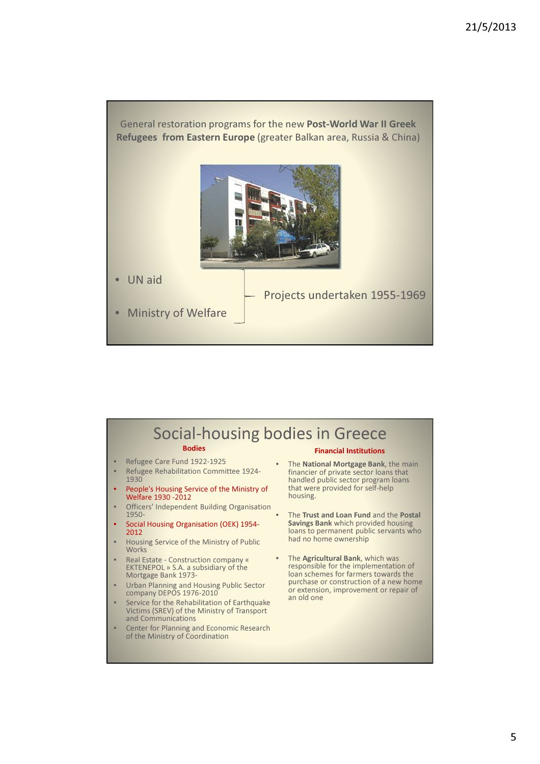General restoration programs for the new **Post-World War II Greek Refugees from Eastern Europe** (greater Balkan area, Russia & China)

- UN aid
- Ministry of Welfare

Projects undertaken 1955-1969

# Social-housing bodies in Greece

**Bodies**

- Refugee Care Fund 1922-1925
- Refugee Rehabilitation Committee 1924-1930
- People's Housing Service of the Ministry of Welfare 1930 -2012
- Officers' Independent Building Organisation 1950-
- Social Housing Organisation (OEK) 1954-2012
- Housing Service of the Ministry of Public Works
- Real Estate - Construction company « EKTENEPOL » S.A. a subsidiary of the Mortgage Bank 1973-
- Urban Planning and Housing Public Sector company DEPOS 1976-2010
- Service for the Rehabilitation of Earthquake Victims (SREV) of the Ministry of Transport and Communications
- Center for Planning and Economic Research of the Ministry of Coordination

**Financial Institutions**

- The **National Mortgage Bank**, the main financier of private sector loans that handled public sector program loans that were provided for self-help housing.
- The **Trust and Loan Fund** and the **Postal Savings Bank** which provided housing loans to permanent public servants who had no home ownership
- The **Agricultural Bank**, which was responsible for the implementation of loan schemes for farmers towards the purchase or construction of a new home or extension, improvement or repair of an old one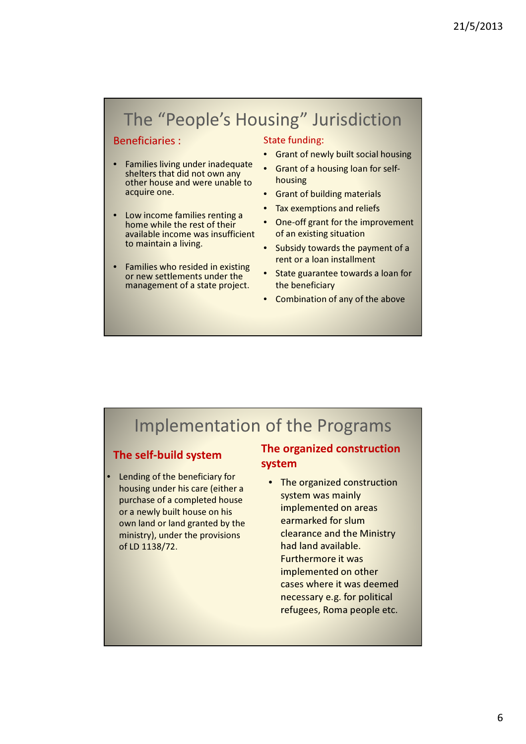# The "People's Housing" Jurisdiction

## Beneficiaries :

- Families living under inadequate shelters that did not own any other house and were unable to acquire one.
- Low income families renting a home while the rest of their available income was insufficient to maintain a living.
- Families who resided in existing or new settlements under the management of a state project.

## State funding:

- Grant of newly built social housing
- Grant of a housing loan for self-housing
- Grant of building materials
- Tax exemptions and reliefs
- One-off grant for the improvement of an existing situation
- Subsidy towards the payment of a rent or a loan installment
- State guarantee towards a loan for the beneficiary
- Combination of any of the above

# Implementation of the Programs

## The self-build system

- Lending of the beneficiary for housing under his care (either a purchase of a completed house or a newly built house on his own land or land granted by the ministry), under the provisions of LD 1138/72.

## The organized construction system

- The organized construction system was mainly implemented on areas earmarked for slum clearance and the Ministry had land available. Furthermore it was implemented on other cases where it was deemed necessary e.g. for political refugees, Roma people etc.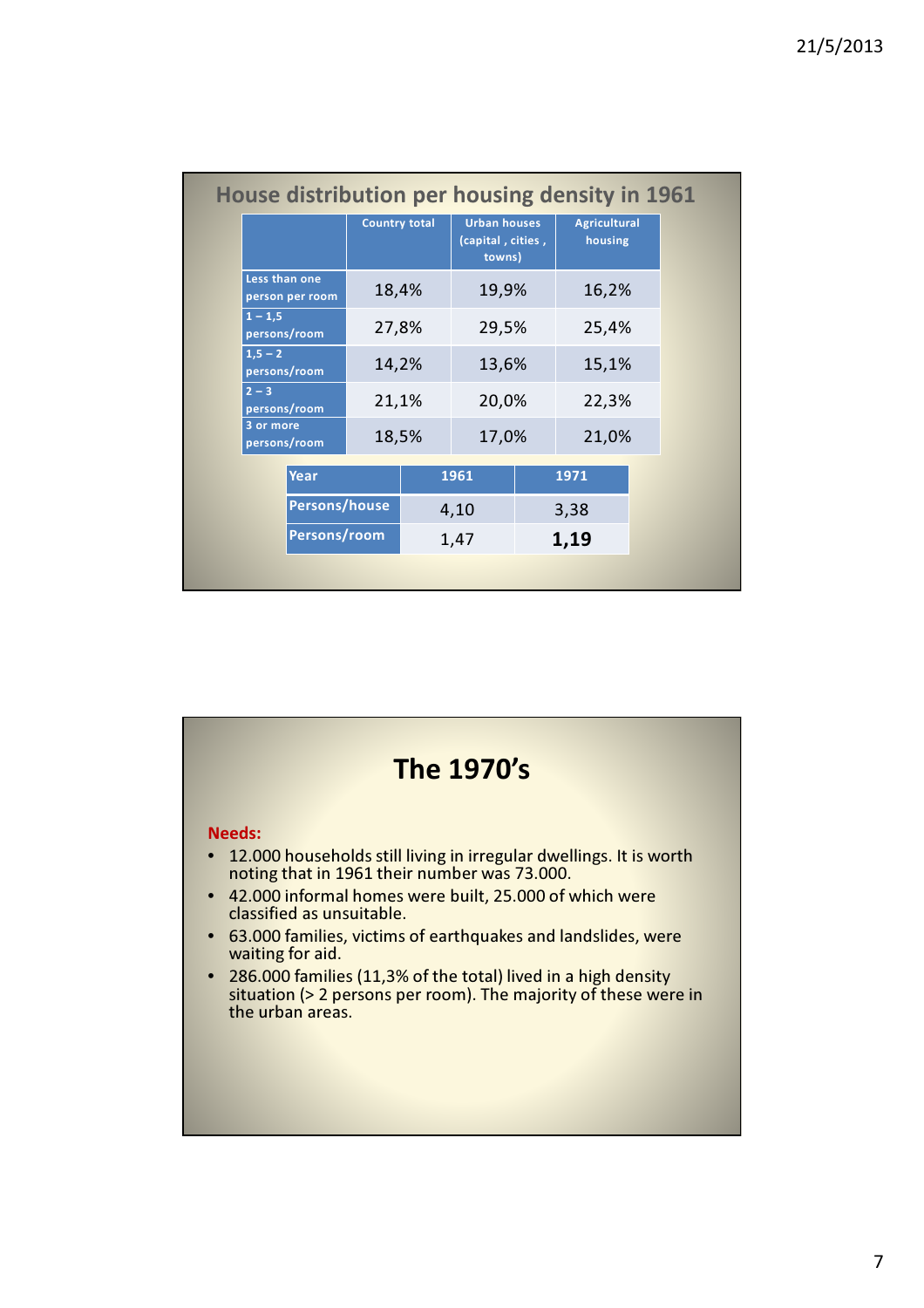## House distribution per housing density in 1961

| | Country total | Urban houses (capital , cities , towns) | Agricultural housing |
|---|---|---|---|
| Less than one person per room | 18,4% | 19,9% | 16,2% |
| 1 – 1,5 persons/room | 27,8% | 29,5% | 25,4% |
| 1,5 – 2 persons/room | 14,2% | 13,6% | 15,1% |
| 2 – 3 persons/room | 21,1% | 20,0% | 22,3% |
| 3 or more persons/room | 18,5% | 17,0% | 21,0% |

| Year | 1961 | 1971 |
|---|---|---|
| Persons/house | 4,10 | 3,38 |
| Persons/room | 1,47 | **1,19** |

## The 1970's

**Needs:**

- 12.000 households still living in irregular dwellings. It is worth noting that in 1961 their number was 73.000.
- 42.000 informal homes were built, 25.000 of which were classified as unsuitable.
- 63.000 families, victims of earthquakes and landslides, were waiting for aid.
- 286.000 families (11,3% of the total) lived in a high density situation (> 2 persons per room). The majority of these were in the urban areas.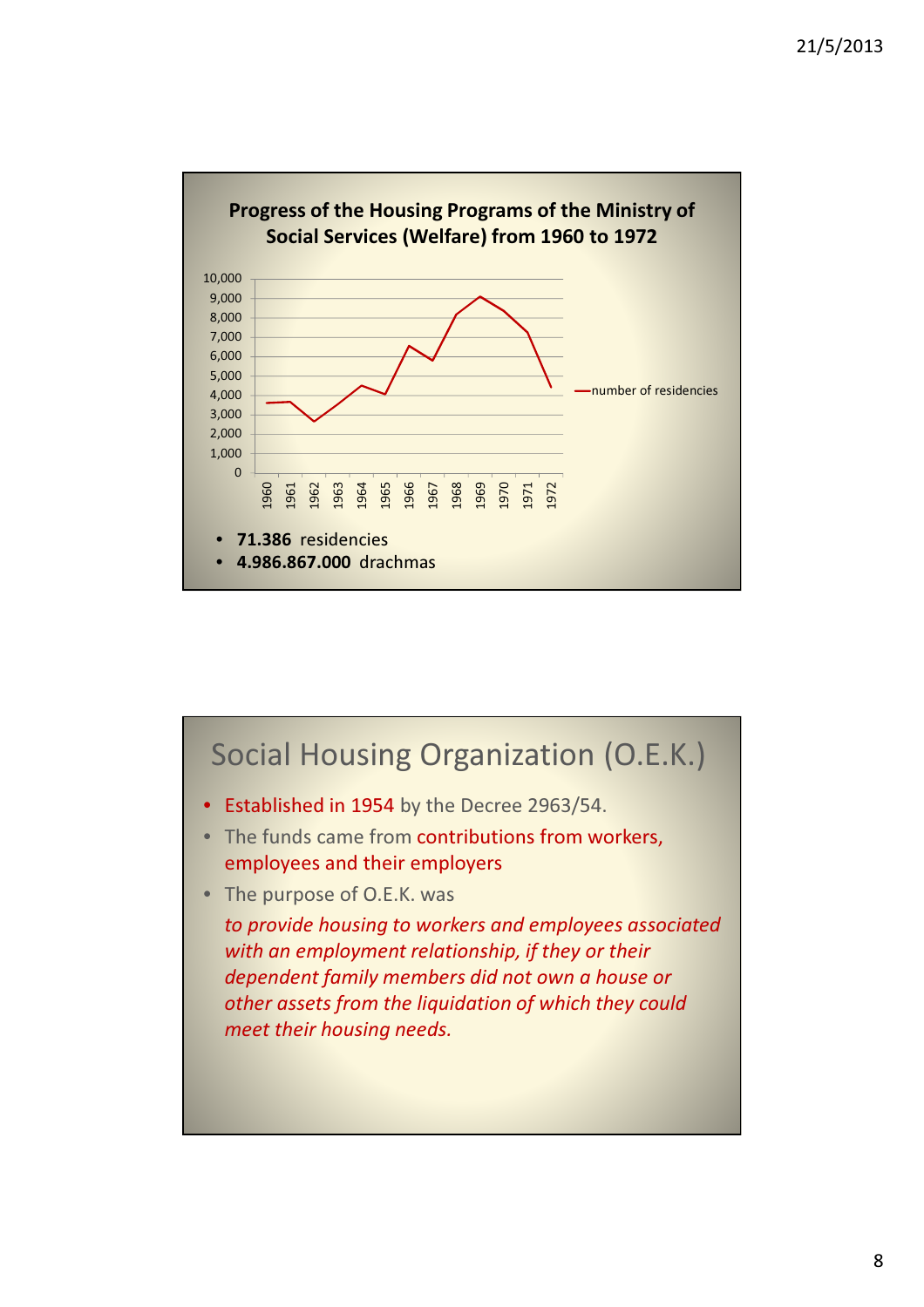## Progress of the Housing Programs of the Ministry of Social Services (Welfare) from 1960 to 1972

- **71.386** residencies
- **4.986.867.000** drachmas

# Social Housing Organization (O.E.K.)

- Established in 1954 by the Decree 2963/54.
- The funds came from contributions from workers, employees and their employers
- The purpose of O.E.K. was

  *to provide housing to workers and employees associated with an employment relationship, if they or their dependent family members did not own a house or other assets from the liquidation of which they could meet their housing needs.*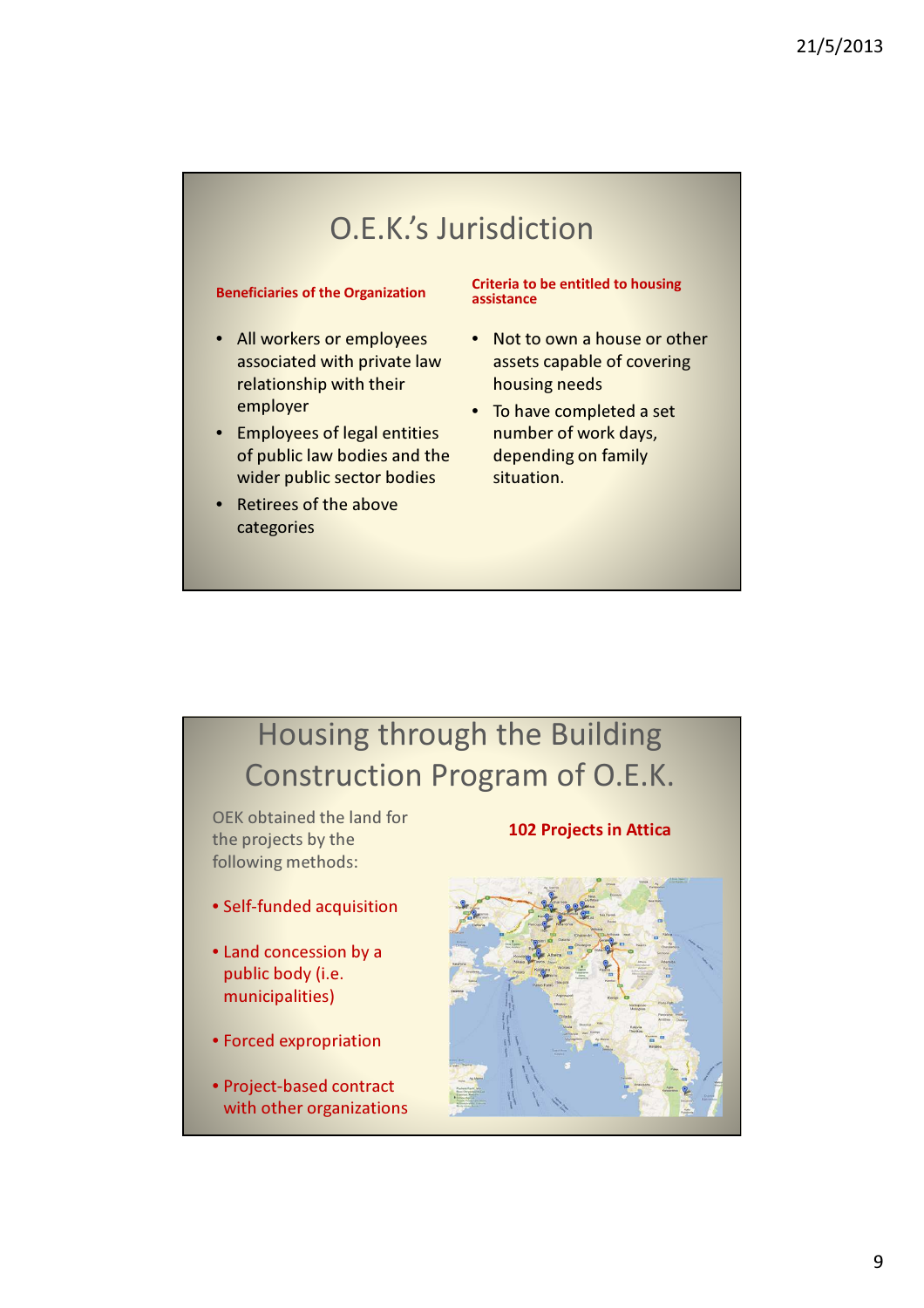## O.E.K.'s Jurisdiction

**Beneficiaries of the Organization**

- All workers or employees associated with private law relationship with their employer
- Employees of legal entities of public law bodies and the wider public sector bodies
- Retirees of the above categories

**Criteria to be entitled to housing assistance**

- Not to own a house or other assets capable of covering housing needs
- To have completed a set number of work days, depending on family situation.

## Housing through the Building Construction Program of O.E.K.

OEK obtained the land for the projects by the following methods:

- Self-funded acquisition
- Land concession by a public body (i.e. municipalities)
- Forced expropriation
- Project-based contract with other organizations

**102 Projects in Attica**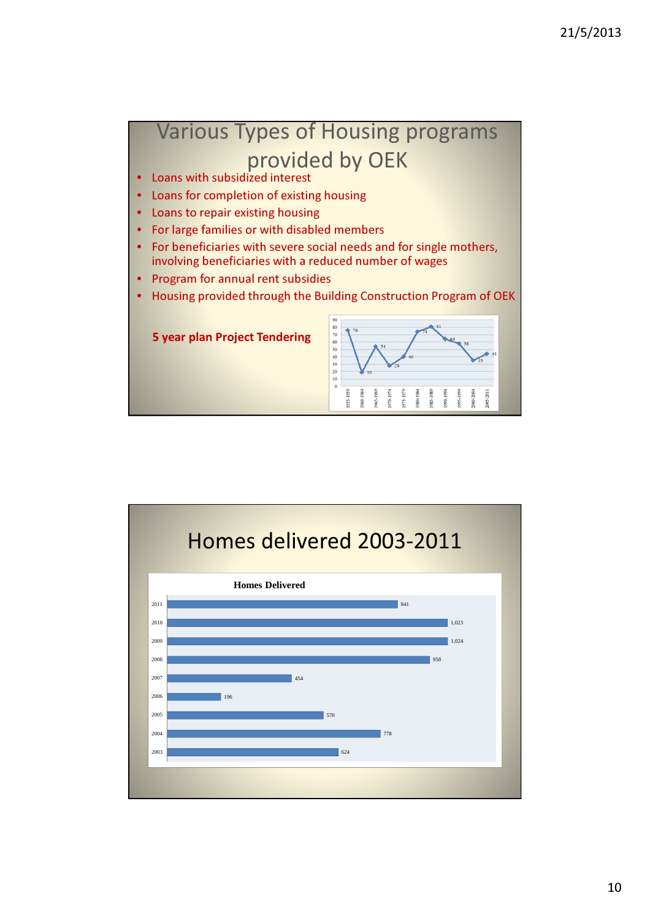# Various Types of Housing programs provided by OEK

- Loans with subsidized interest
- Loans for completion of existing housing
- Loans to repair existing housing
- For large families or with disabled members
- For beneficiaries with severe social needs and for single mothers, involving beneficiaries with a reduced number of wages
- Program for annual rent subsidies
- Housing provided through the Building Construction Program of OEK

**5 year plan Project Tendering**

| Period | Value |
|---|---|
| 1955-1959 | 76 |
| 1960-1964 | 19 |
| 1965-1969 | 54 |
| 1970-1974 | 28 |
| 1975-1979 | 40 |
| 1980-1984 | 74 |
| 1985-1989 | 81 |
| 1990-1994 | 64 |
| 1995-1999 | 58 |
| 2000-2004 | 35 |
| 2005-2011 | 44 |

# Homes delivered 2003-2011

**Homes Delivered**

| Year | Homes Delivered |
|---|---|
| 2011 | 841 |
| 2010 | 1,023 |
| 2009 | 1,024 |
| 2008 | 958 |
| 2007 | 454 |
| 2006 | 196 |
| 2005 | 570 |
| 2004 | 778 |
| 2003 | 624 |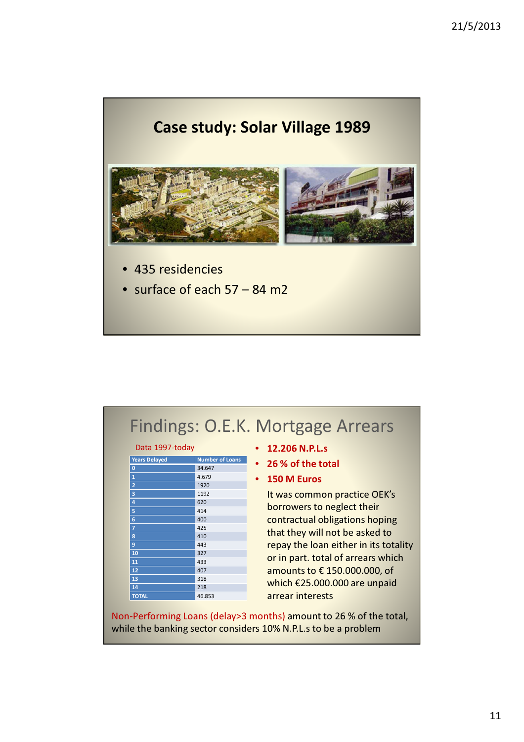## Case study: Solar Village 1989

- 435 residencies
- surface of each 57 – 84 m2

## Findings: O.E.K. Mortgage Arrears

Data 1997-today

| Years Delayed | Number of Loans |
|---|---|
| 0 | 34.647 |
| 1 | 4.679 |
| 2 | 1920 |
| 3 | 1192 |
| 4 | 620 |
| 5 | 414 |
| 6 | 400 |
| 7 | 425 |
| 8 | 410 |
| 9 | 443 |
| 10 | 327 |
| 11 | 433 |
| 12 | 407 |
| 13 | 318 |
| 14 | 218 |
| TOTAL | 46.853 |

- **12.206 N.P.L.s**
- **26 % of the total**
- **150 M Euros**

It was common practice OEK's borrowers to neglect their contractual obligations hoping that they will not be asked to repay the loan either in its totality or in part. total of arrears which amounts to € 150.000.000, of which €25.000.000 are unpaid arrear interests

Non-Performing Loans (delay>3 months) amount to 26 % of the total, while the banking sector considers 10% N.P.L.s to be a problem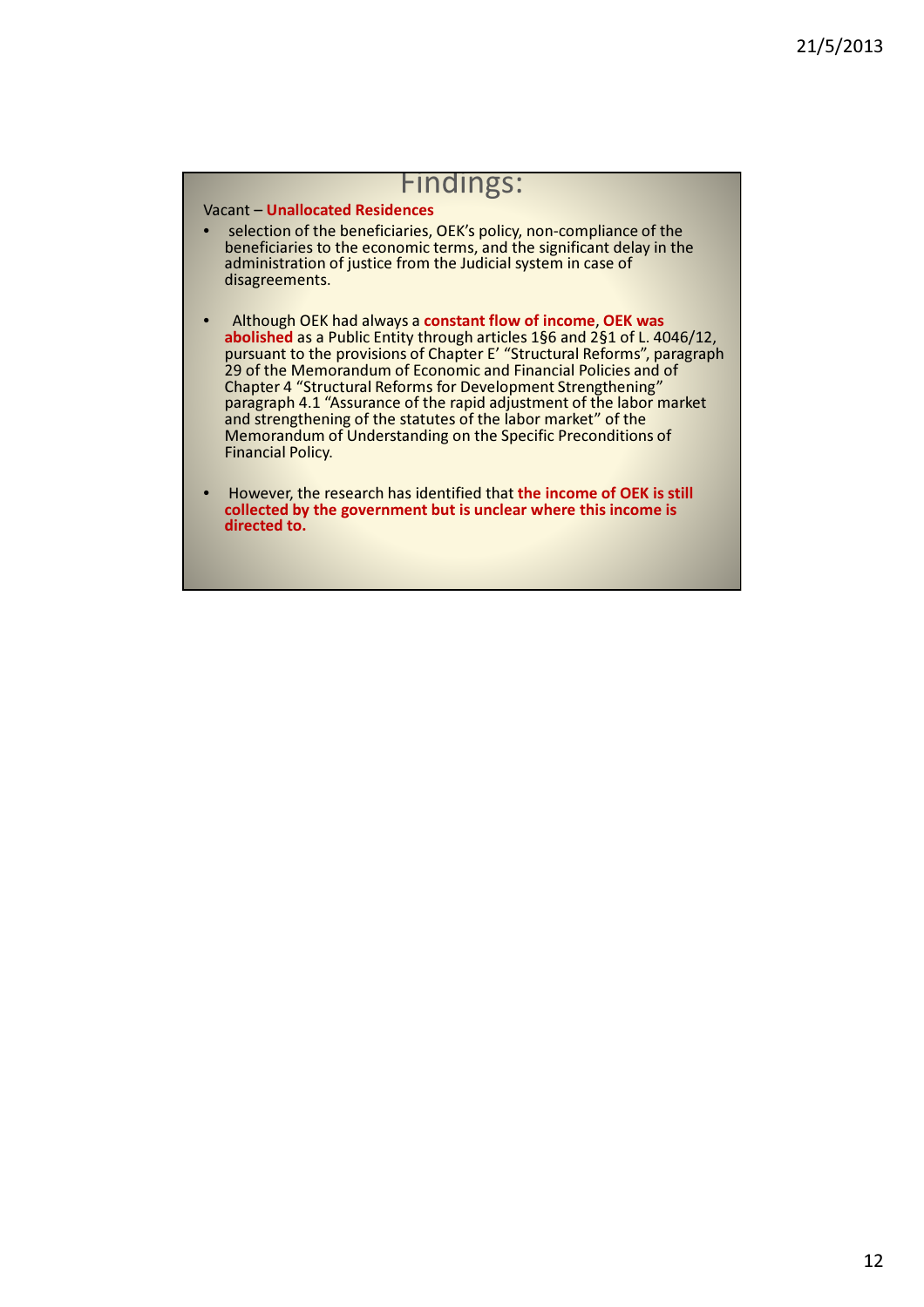# Findings:

Vacant – **Unallocated Residences**

- selection of the beneficiaries, OEK's policy, non-compliance of the beneficiaries to the economic terms, and the significant delay in the administration of justice from the Judicial system in case of disagreements.

- Although OEK had always a **constant flow of income**, **OEK was abolished** as a Public Entity through articles 1§6 and 2§1 of L. 4046/12, pursuant to the provisions of Chapter E' "Structural Reforms", paragraph 29 of the Memorandum of Economic and Financial Policies and of Chapter 4 "Structural Reforms for Development Strengthening" paragraph 4.1 "Assurance of the rapid adjustment of the labor market and strengthening of the statutes of the labor market" of the Memorandum of Understanding on the Specific Preconditions of Financial Policy.

- However, the research has identified that **the income of OEK is still collected by the government but is unclear where this income is directed to.**